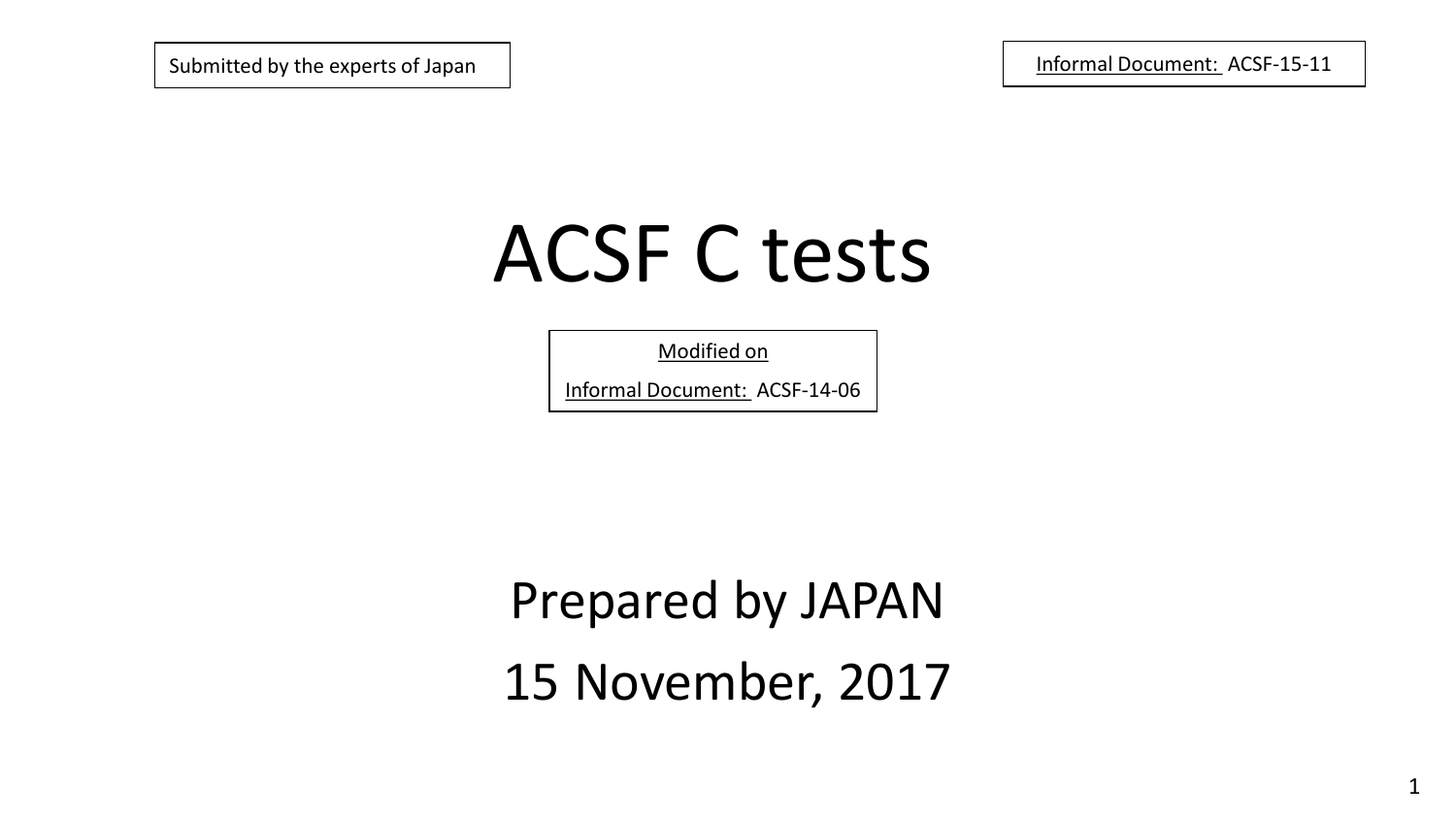Submitted by the experts of Japan

Informal Document: ACSF-15-11

# ACSF C tests

Modified on

Informal Document: ACSF-14-06

Prepared by JAPAN

15 November, 2017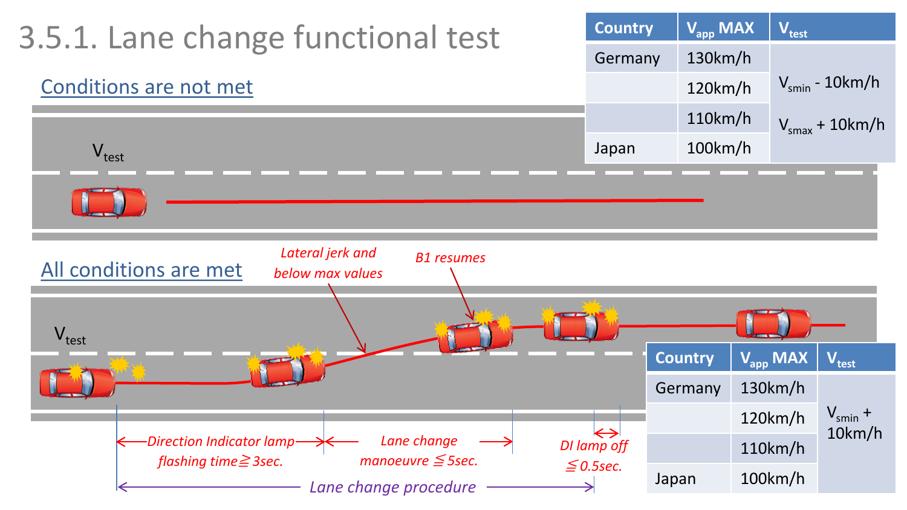# 3.5.1. Lane change functional test

| Country | $V_{app}$ MAX | $V_{test}$ |
|---|---|---|
| Germany | 130km/h | $V_{smin}$ - 10km/h |
| | 120km/h | $V_{smax}$ + 10km/h |
| | 110km/h | |
| Japan | 100km/h | |

## Conditions are not met

$V_{test}$

## All conditions are met

$V_{test}$

*Lateral jerk and below max values*

*B1 resumes*

*Direction Indicator lamp flashing time≧3sec.*

*Lane change manoeuvre ≦5sec.*

*DI lamp off ≦0.5sec.*

*Lane change procedure*

| Country | $V_{app}$ MAX | $V_{test}$ |
|---|---|---|
| Germany | 130km/h | $V_{smin}$ + 10km/h |
| | 120km/h | |
| | 110km/h | |
| Japan | 100km/h | |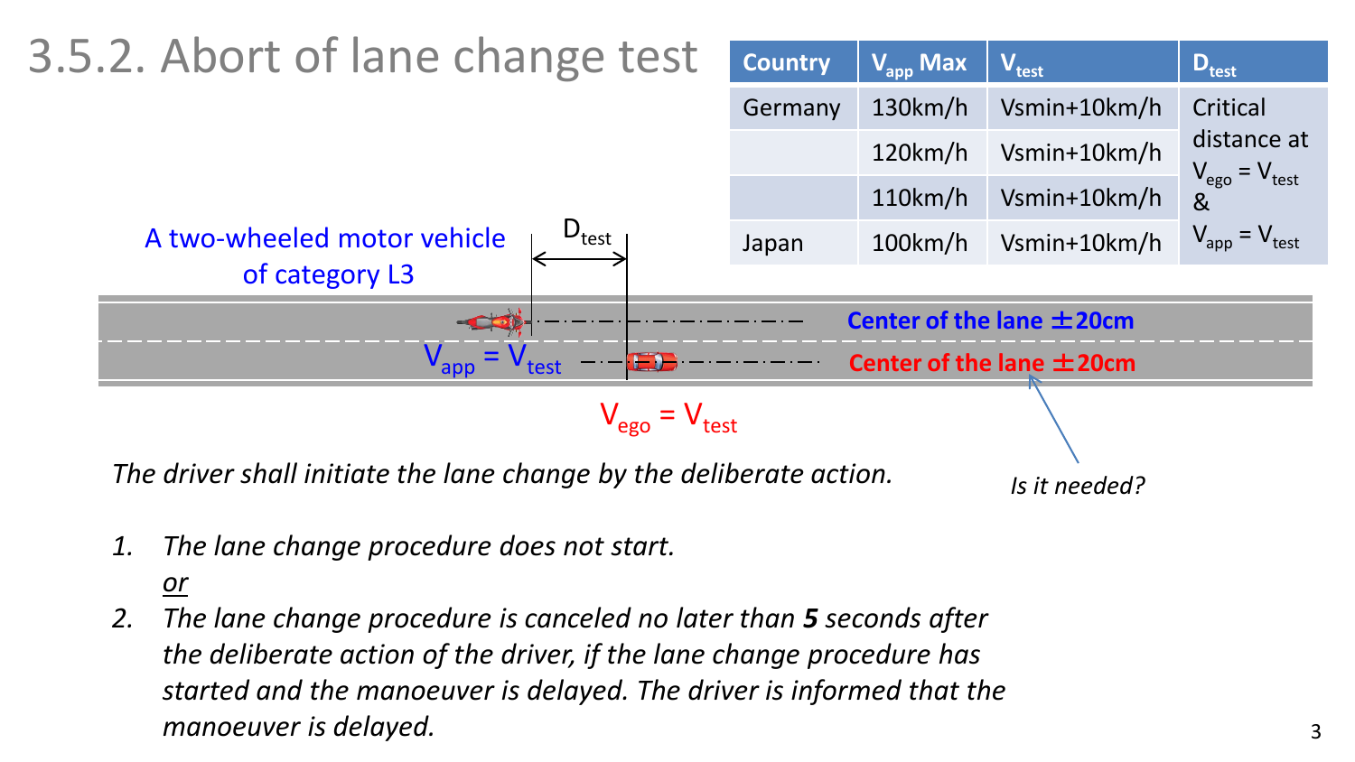# 3.5.2. Abort of lane change test

| Country | $V_{app}$ Max | $V_{test}$ | $D_{test}$ |
|---|---|---|---|
| Germany | 130km/h | Vsmin+10km/h | Critical distance at $V_{ego} = V_{test}$ & $V_{app} = V_{test}$ |
| | 120km/h | Vsmin+10km/h | |
| | 110km/h | Vsmin+10km/h | |
| Japan | 100km/h | Vsmin+10km/h | |

A two-wheeled motor vehicle of category L3

$D_{test}$

$V_{app} = V_{test}$

Center of the lane ±20cm

Center of the lane ±20cm

$V_{ego} = V_{test}$

Is it needed?

*The driver shall initiate the lane change by the deliberate action.*

1. *The lane change procedure does not start.*
   *or*
2. *The lane change procedure is canceled no later than **5** seconds after the deliberate action of the driver, if the lane change procedure has started and the manoeuver is delayed. The driver is informed that the manoeuver is delayed.*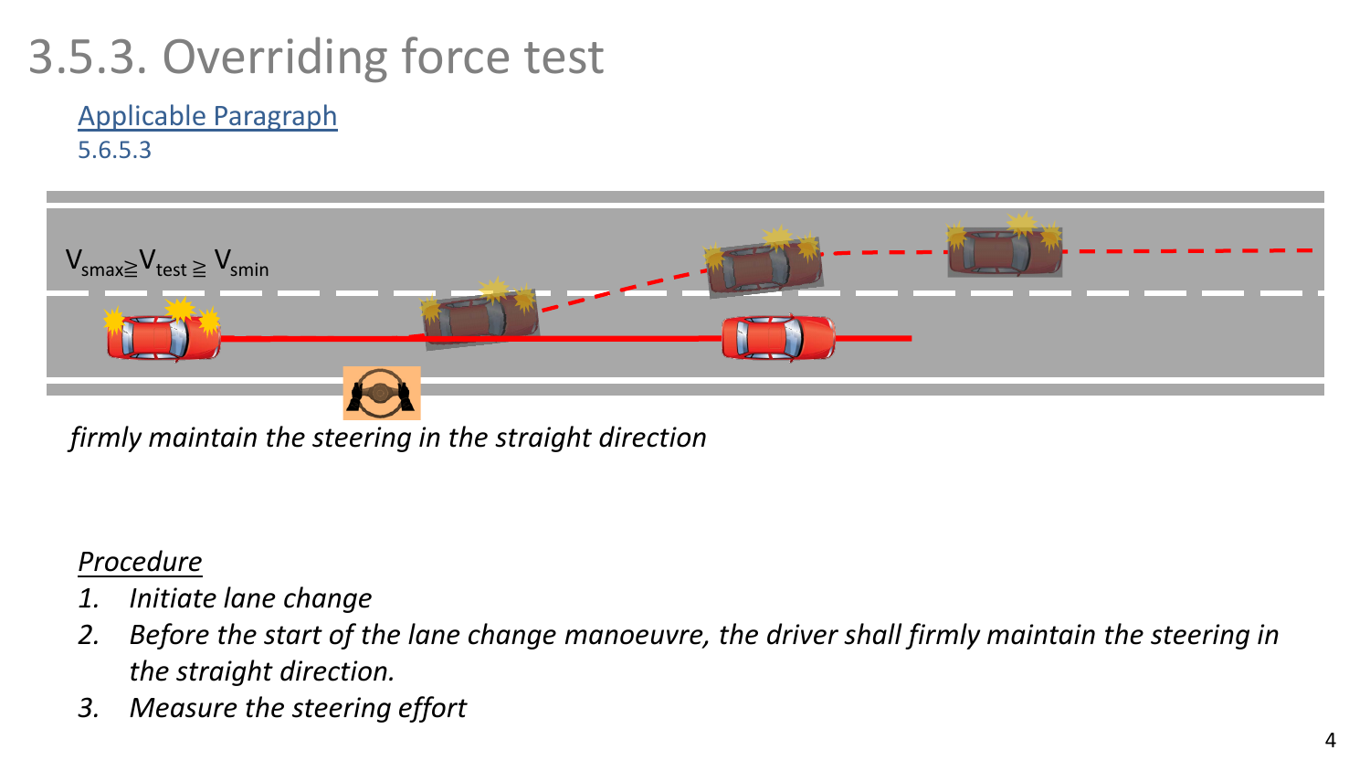# 3.5.3. Overriding force test

Applicable Paragraph

5.6.5.3

$V_{smax} \geqq V_{test} \geqq V_{smin}$

*firmly maintain the steering in the straight direction*

*Procedure*

1. *Initiate lane change*
2. *Before the start of the lane change manoeuvre, the driver shall firmly maintain the steering in the straight direction.*
3. *Measure the steering effort*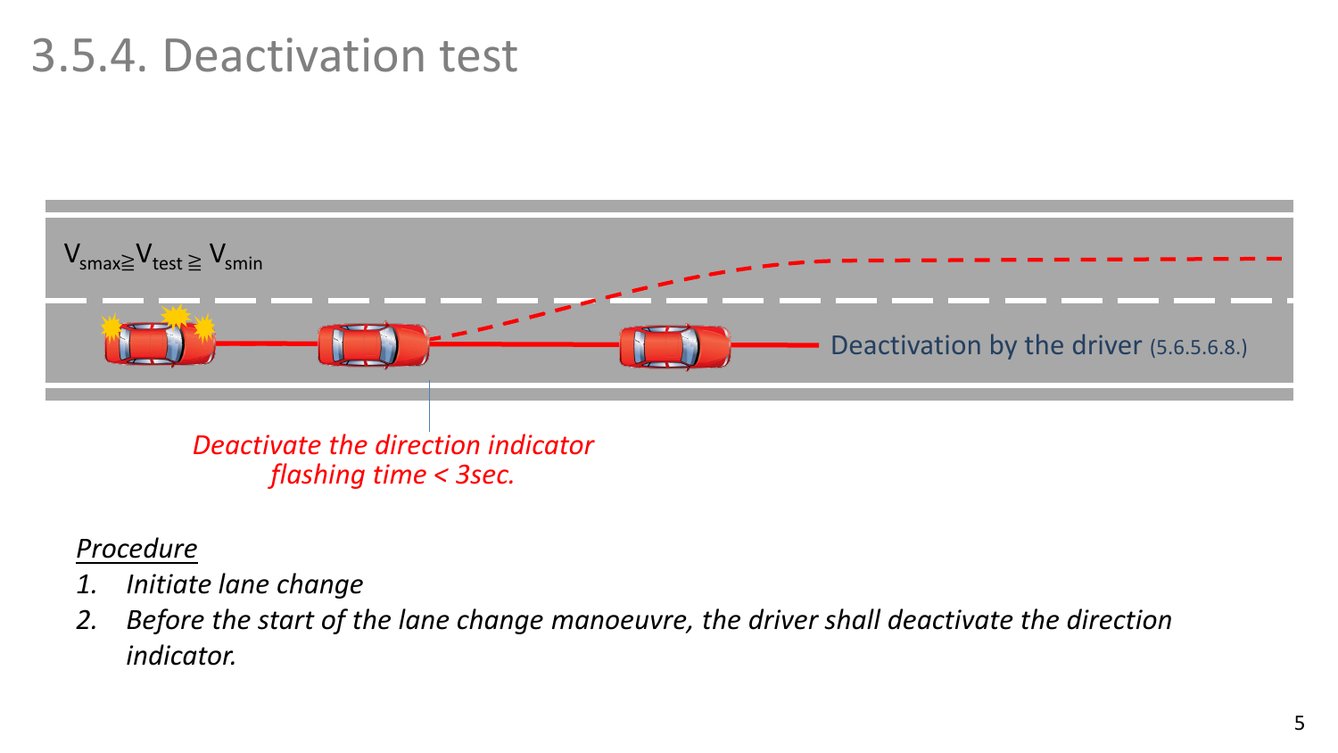# 3.5.4. Deactivation test

$V_{smax} \geqq V_{test} \geqq V_{smin}$

Deactivation by the driver (5.6.5.6.8.)

*Deactivate the direction indicator flashing time < 3sec.*

*Procedure*

1. *Initiate lane change*
2. *Before the start of the lane change manoeuvre, the driver shall deactivate the direction indicator.*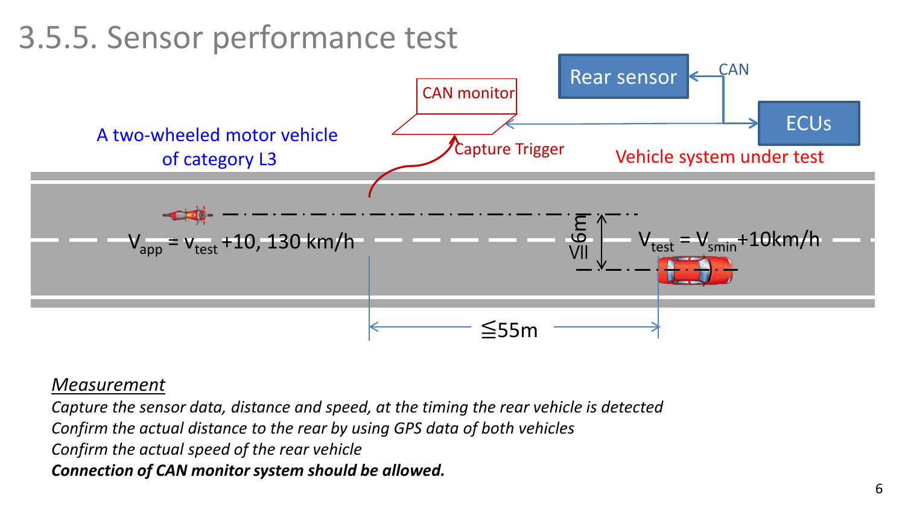# 3.5.5. Sensor performance test

Rear sensor

CAN

CAN monitor

ECUs

A two-wheeled motor vehicle of category L3

Capture Trigger

Vehicle system under test

$V_{app} = v_{test}$ +10, 130 km/h

$\leqq$6m

$V_{test} = V_{smin}$+10km/h

$\leqq$55m

*Measurement*

*Capture the sensor data, distance and speed, at the timing the rear vehicle is detected*

*Confirm the actual distance to the rear by using GPS data of both vehicles*

*Confirm the actual speed of the rear vehicle*

***Connection of CAN monitor system should be allowed.***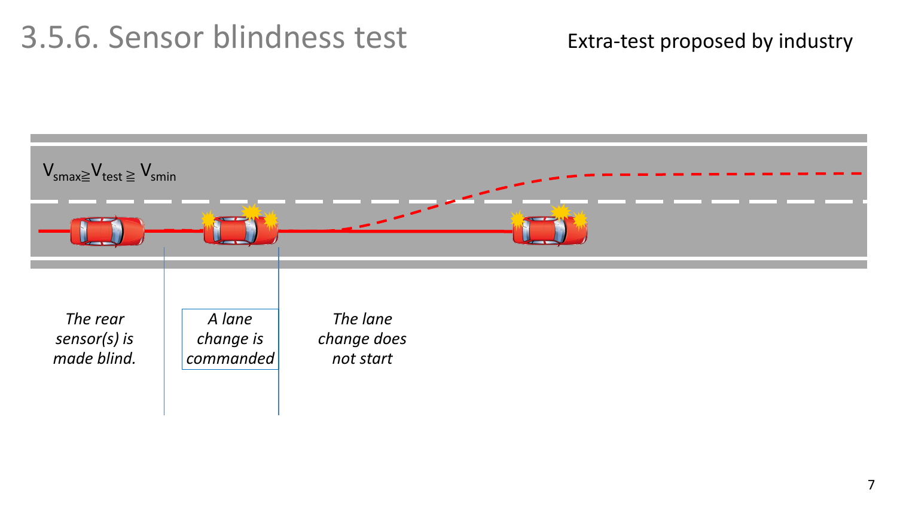# 3.5.6. Sensor blindness test

Extra-test proposed by industry

$V_{smax} \geqq V_{test} \geqq V_{smin}$

*The rear sensor(s) is made blind.*

*A lane change is commanded*

*The lane change does not start*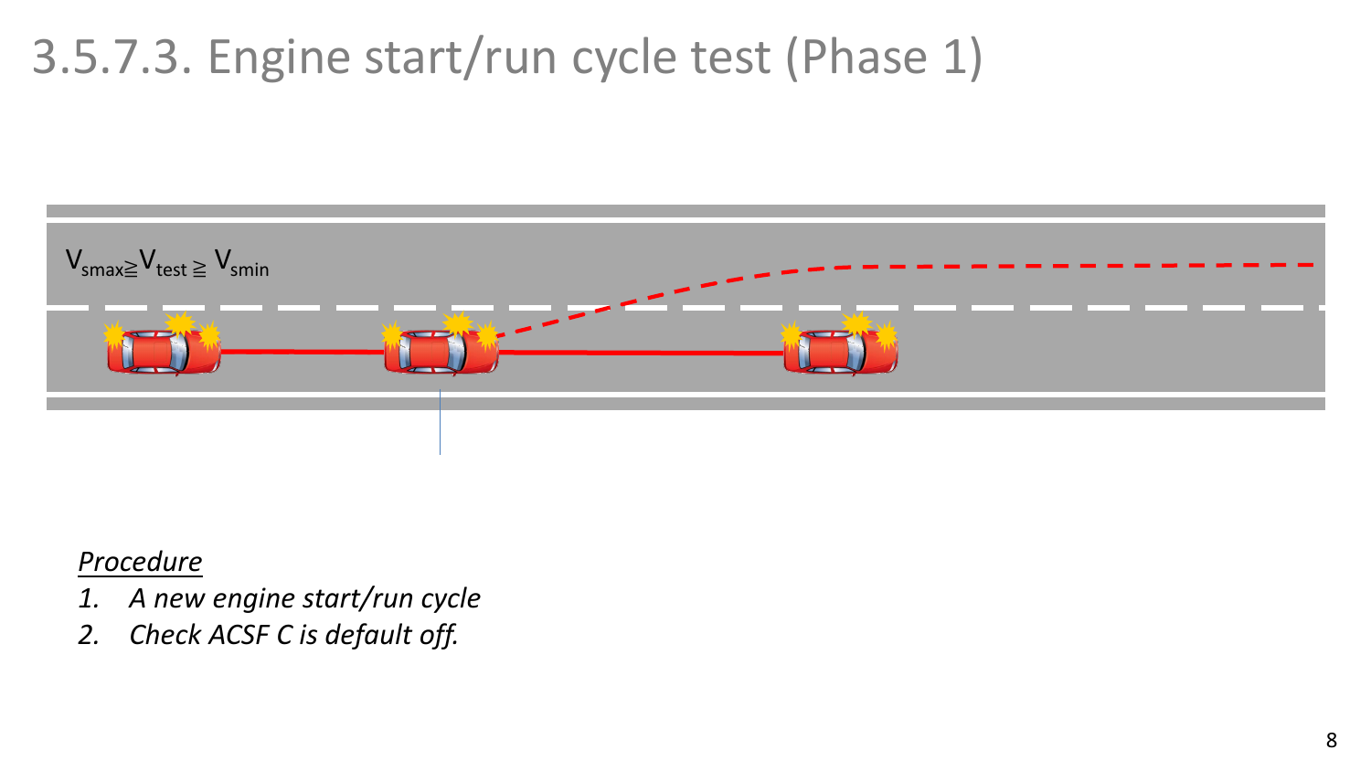# 3.5.7.3. Engine start/run cycle test (Phase 1)

$V_{smax} \geqq V_{test} \geqq V_{smin}$

*Procedure*

1. *A new engine start/run cycle*
2. *Check ACSF C is default off.*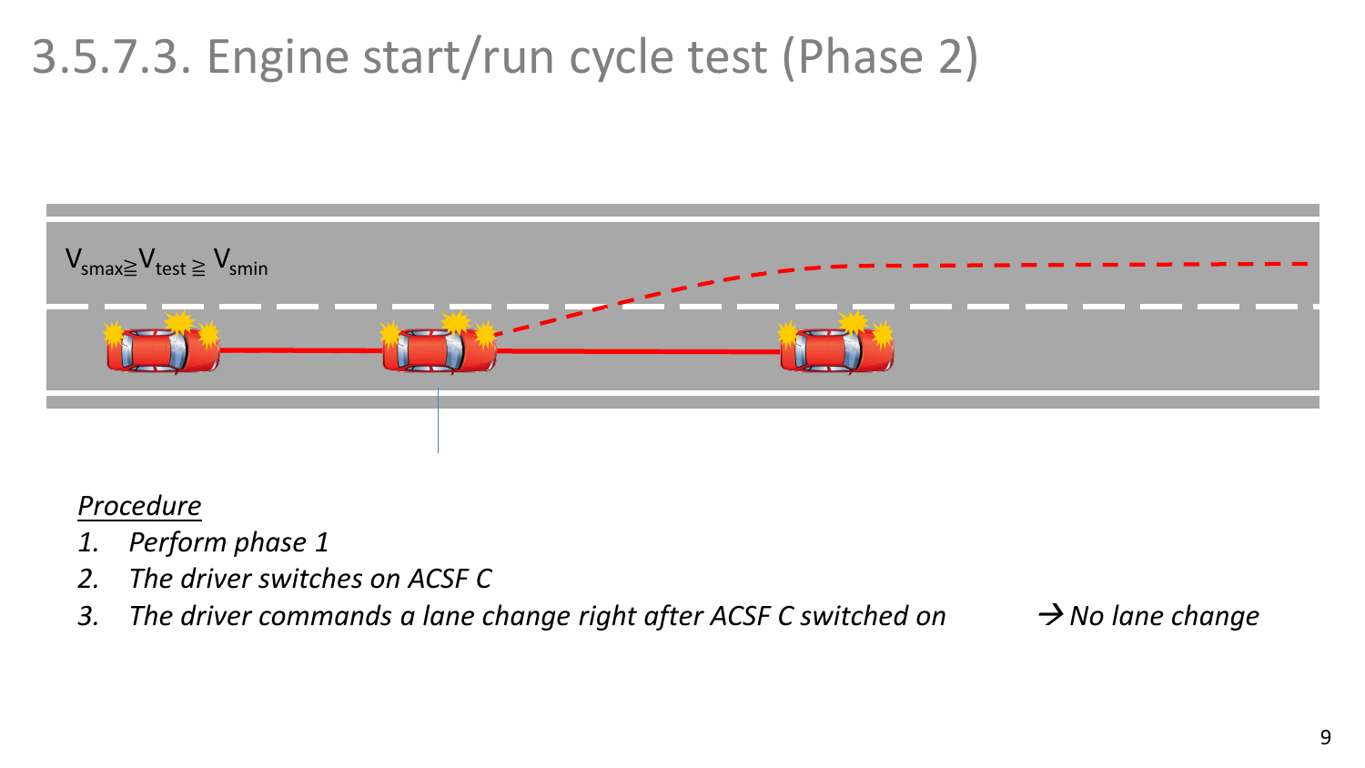# 3.5.7.3. Engine start/run cycle test (Phase 2)

$V_{smax} \geqq V_{test} \geqq V_{smin}$

*Procedure*

1. *Perform phase 1*
2. *The driver switches on ACSF C*
3. *The driver commands a lane change right after ACSF C switched on* → *No lane change*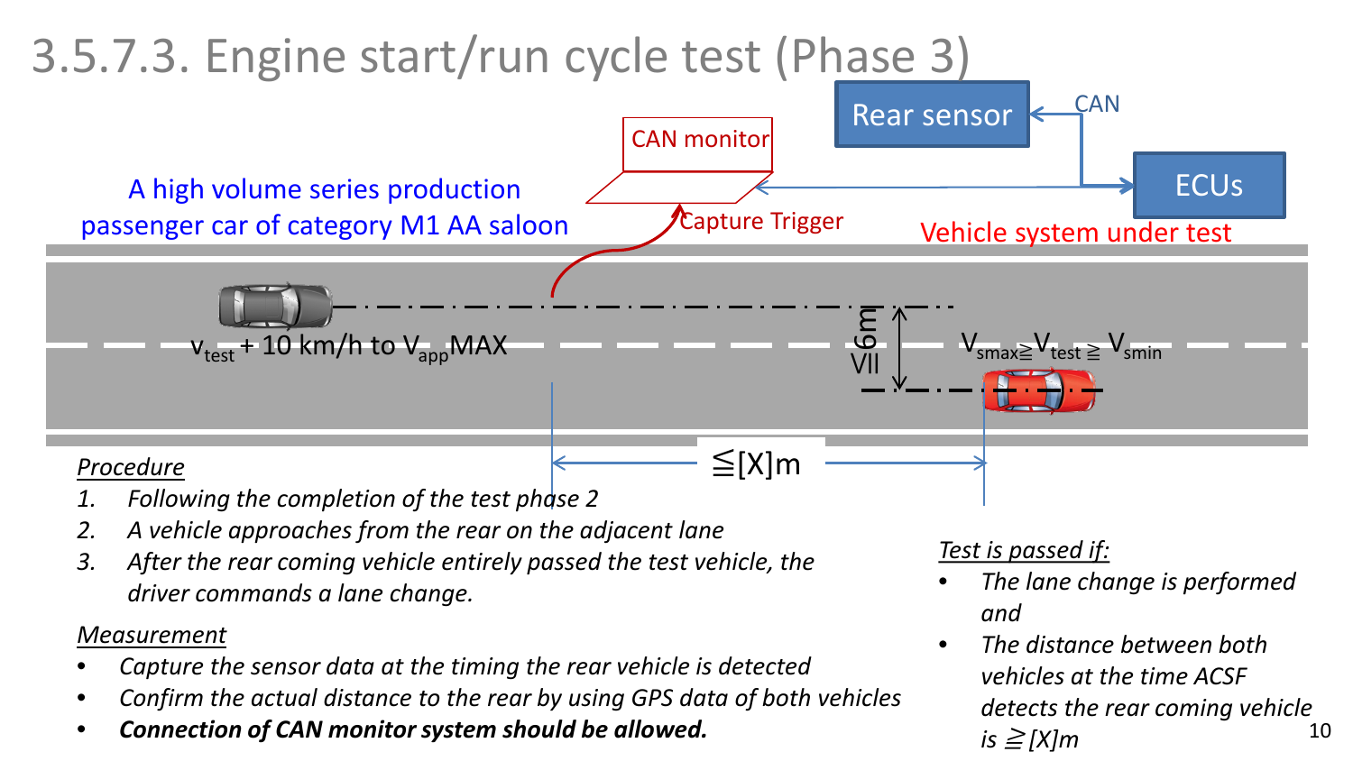# 3.5.7.3. Engine start/run cycle test (Phase 3)

Rear sensor

CAN

CAN monitor

ECUs

A high volume series production passenger car of category M1 AA saloon

Capture Trigger

Vehicle system under test

$v_{test}$ + 10 km/h to $V_{app}$MAX

≦6m

$V_{smax} \geqq V_{test} \geqq V_{smin}$

≦[X]m

*Procedure*

1. *Following the completion of the test phase 2*
2. *A vehicle approaches from the rear on the adjacent lane*
3. *After the rear coming vehicle entirely passed the test vehicle, the driver commands a lane change.*

*Measurement*

- *Capture the sensor data at the timing the rear vehicle is detected*
- *Confirm the actual distance to the rear by using GPS data of both vehicles*
- ***Connection of CAN monitor system should be allowed.***

*Test is passed if:*

- *The lane change is performed and*
- *The distance between both vehicles at the time ACSF detects the rear coming vehicle is ≧[X]m*